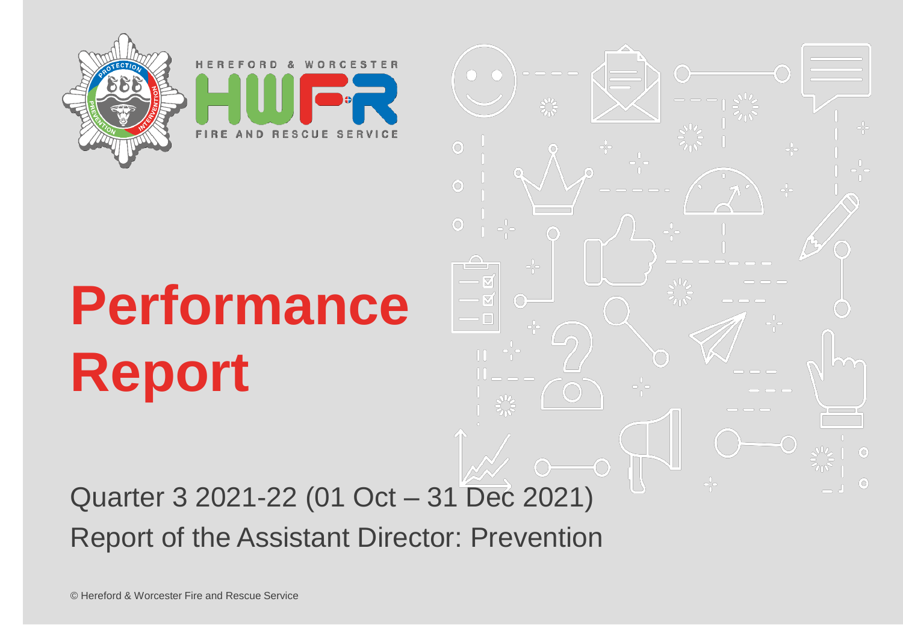HEREFORD & WORCESTER

HWFR

FIRE AND RESCUE SERVICE

# Performance Report

Quarter 3 2021-22 (01 Oct – 31 Dec 2021)

Report of the Assistant Director: Prevention

© Hereford & Worcester Fire and Rescue Service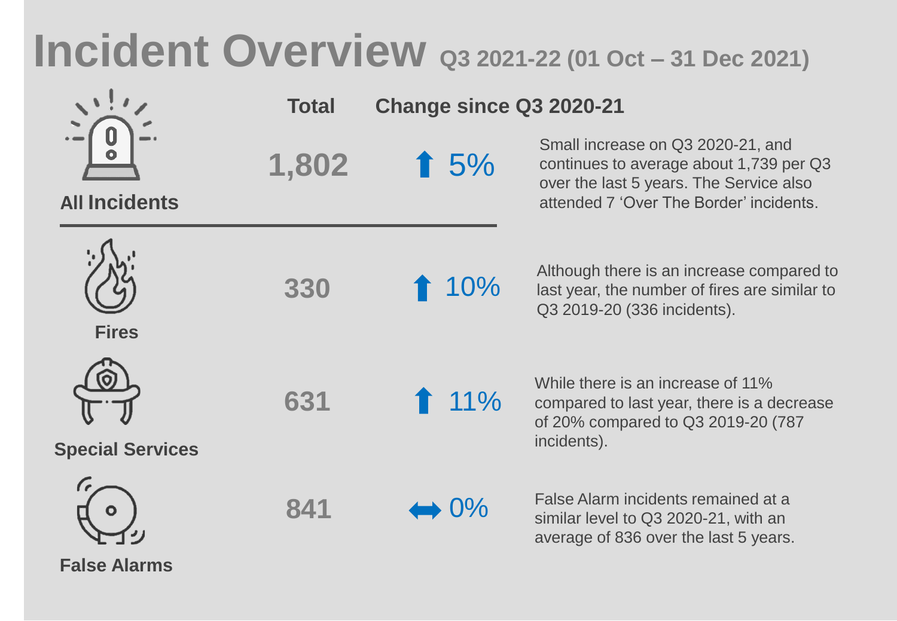# Incident Overview Q3 2021-22 (01 Oct – 31 Dec 2021)

| | Total | Change since Q3 2020-21 | |
|---|---|---|---|
| **All Incidents** | 1,802 | ⬆ 5% | Small increase on Q3 2020-21, and continues to average about 1,739 per Q3 over the last 5 years. The Service also attended 7 'Over The Border' incidents. |
| **Fires** | 330 | ⬆ 10% | Although there is an increase compared to last year, the number of fires are similar to Q3 2019-20 (336 incidents). |
| **Special Services** | 631 | ⬆ 11% | While there is an increase of 11% compared to last year, there is a decrease of 20% compared to Q3 2019-20 (787 incidents). |
| **False Alarms** | 841 | ⬌ 0% | False Alarm incidents remained at a similar level to Q3 2020-21, with an average of 836 over the last 5 years. |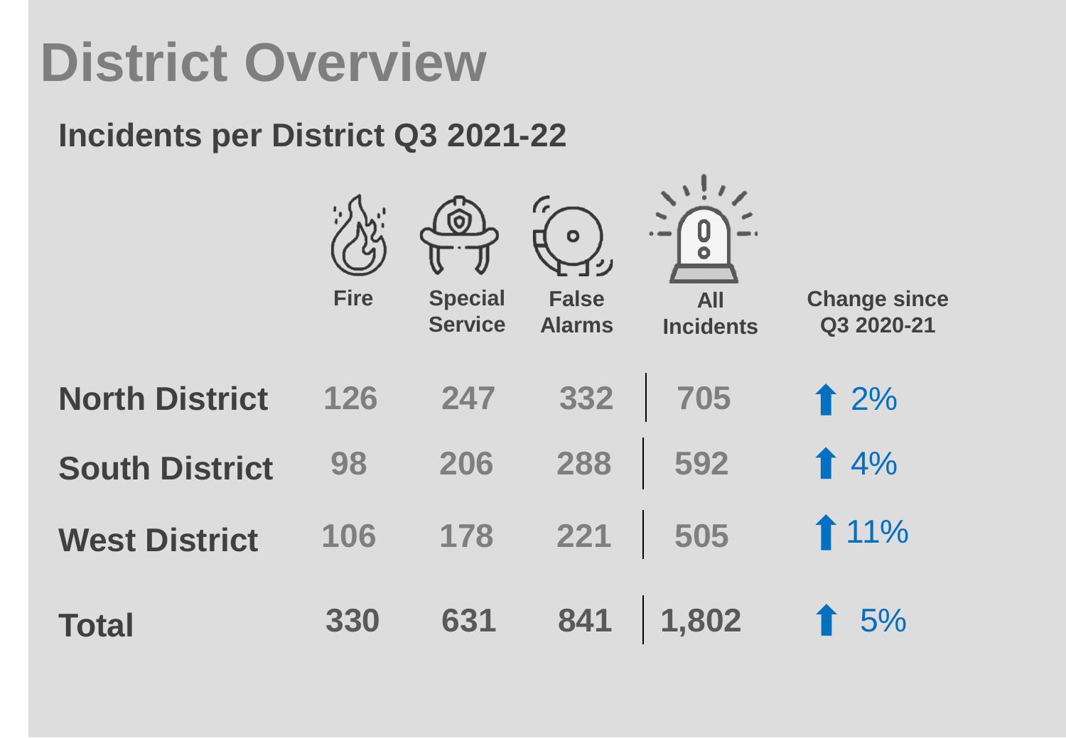# District Overview

## Incidents per District Q3 2021-22

| | Fire | Special Service | False Alarms | All Incidents | Change since Q3 2020-21 |
|---|---|---|---|---|---|
| **North District** | 126 | 247 | 332 | 705 | ⬆ 2% |
| **South District** | 98 | 206 | 288 | 592 | ⬆ 4% |
| **West District** | 106 | 178 | 221 | 505 | ⬆ 11% |
| **Total** | 330 | 631 | 841 | 1,802 | ⬆ 5% |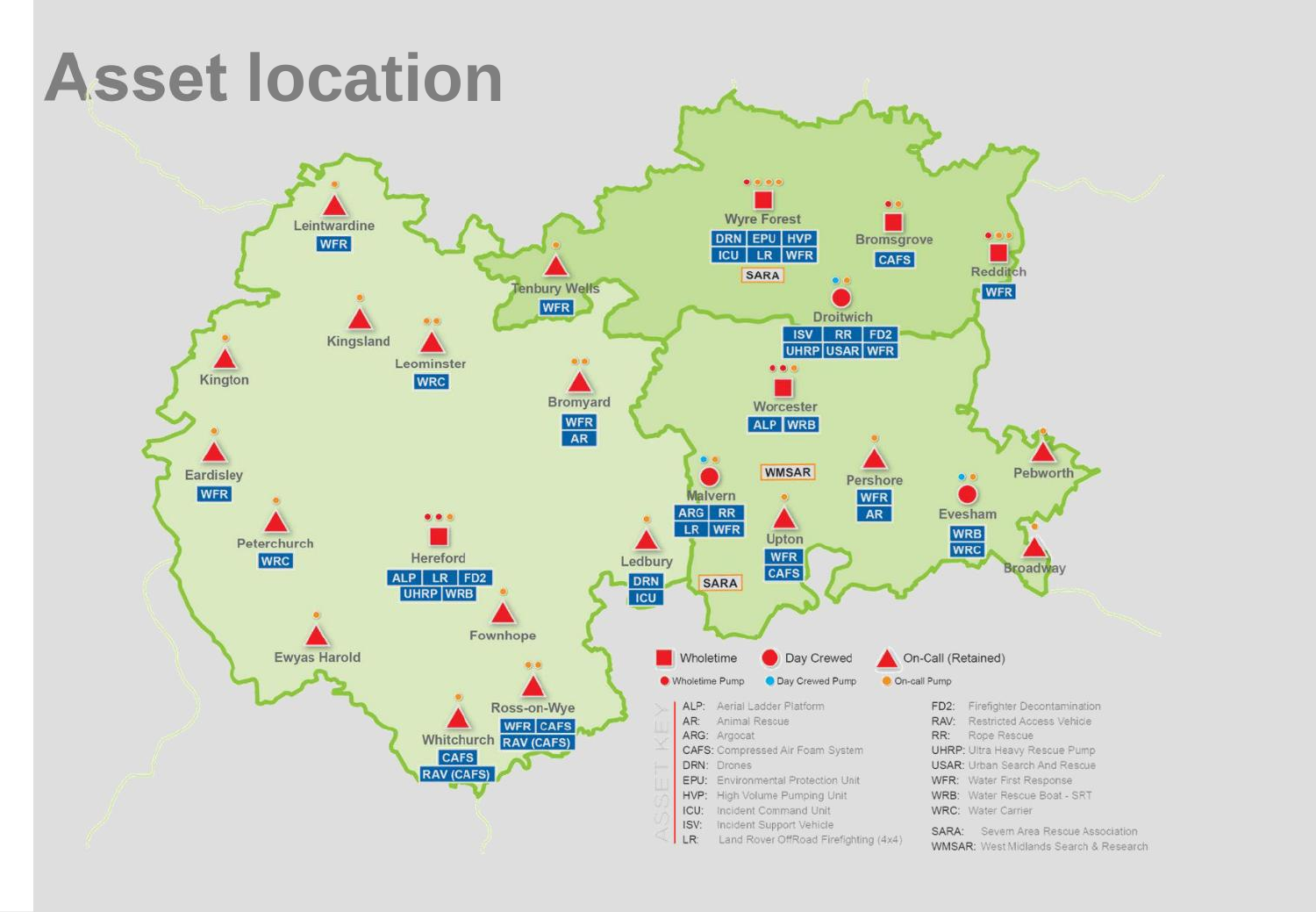# Asset location

**Wyre Forest** — DRN | EPU | HVP | ICU | LR | WFR — SARA

**Bromsgrove** — CAFS

**Redditch** — WFR

**Droitwich** — ISV | RR | FD2 | UHRP | USAR | WFR

**Worcester** — ALP | WRB

**Leintwardine** — WFR

**Tenbury Wells** — WFR

**Kingsland**

**Leominster** — WRC

**Kington**

**Bromyard** — WFR | AR

**Eardisley** — WFR

**Peterchurch** — WRC

**Hereford** — ALP | LR | FD2 | UHRP | WRB

**Fownhope**

**Ewyas Harold**

**Ross-on-Wye** — WFR | CAFS | RAV (CAFS)

**Whitchurch** — CAFS | RAV (CAFS)

**Ledbury** — DRN | ICU

**Malvern** — ARG | RR | LR | WFR — SARA

**WMSAR**

**Upton** — WFR | CAFS

**Pershore** — WFR | AR

**Evesham** — WRB | WRC

**Pebworth**

**Broadway**

Wholetime | Day Crewed | On-Call (Retained)

Wholetime Pump | Day Crewed Pump | On-call Pump

## ASSET KEY

- ALP: Aerial Ladder Platform
- AR: Animal Rescue
- ARG: Argocat
- CAFS: Compressed Air Foam System
- DRN: Drones
- EPU: Environmental Protection Unit
- HVP: High Volume Pumping Unit
- ICU: Incident Command Unit
- ISV: Incident Support Vehicle
- LR: Land Rover OffRoad Firefighting (4x4)
- FD2: Firefighter Decontamination
- RAV: Restricted Access Vehicle
- RR: Rope Rescue
- UHRP: Ultra Heavy Rescue Pump
- USAR: Urban Search And Rescue
- WFR: Water First Response
- WRB: Water Rescue Boat - SRT
- WRC: Water Carrier
- SARA: Severn Area Rescue Association
- WMSAR: West Midlands Search & Research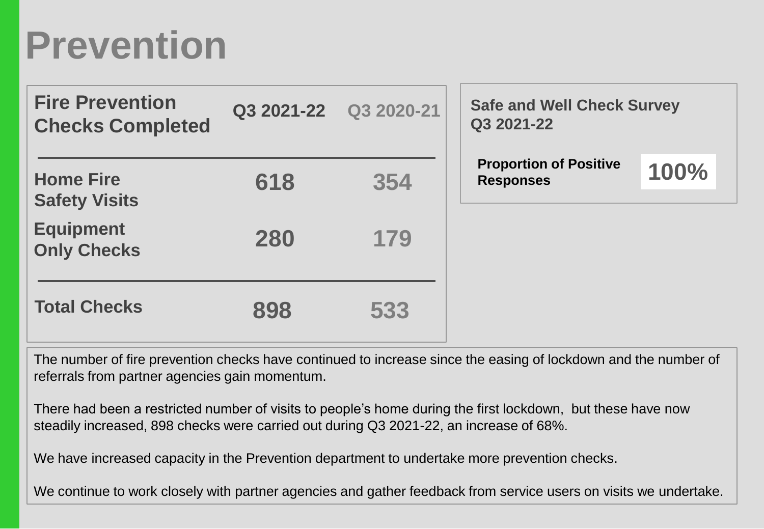# Prevention

| Fire Prevention Checks Completed | Q3 2021-22 | Q3 2020-21 |
|---|---|---|
| Home Fire Safety Visits | 618 | 354 |
| Equipment Only Checks | 280 | 179 |
| **Total Checks** | **898** | **533** |

**Safe and Well Check Survey Q3 2021-22**

| | |
|---|---|
| **Proportion of Positive Responses** | **100%** |

The number of fire prevention checks have continued to increase since the easing of lockdown and the number of referrals from partner agencies gain momentum.

There had been a restricted number of visits to people's home during the first lockdown, but these have now steadily increased, 898 checks were carried out during Q3 2021-22, an increase of 68%.

We have increased capacity in the Prevention department to undertake more prevention checks.

We continue to work closely with partner agencies and gather feedback from service users on visits we undertake.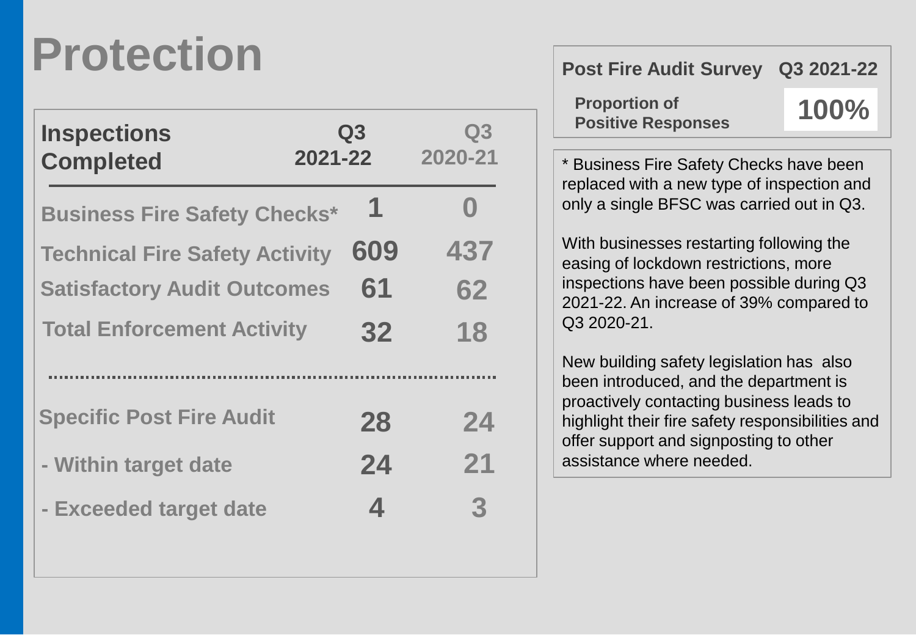# Protection

| Inspections Completed | Q3 2021-22 | Q3 2020-21 |
| --- | --- | --- |
| Business Fire Safety Checks* | 1 | 0 |
| Technical Fire Safety Activity | 609 | 437 |
| Satisfactory Audit Outcomes | 61 | 62 |
| Total Enforcement Activity | 32 | 18 |
| Specific Post Fire Audit | 28 | 24 |
| - Within target date | 24 | 21 |
| - Exceeded target date | 4 | 3 |

| Post Fire Audit Survey | Q3 2021-22 |
| --- | --- |
| Proportion of Positive Responses | 100% |

* Business Fire Safety Checks have been replaced with a new type of inspection and only a single BFSC was carried out in Q3.

With businesses restarting following the easing of lockdown restrictions, more inspections have been possible during Q3 2021-22. An increase of 39% compared to Q3 2020-21.

New building safety legislation has also been introduced, and the department is proactively contacting business leads to highlight their fire safety responsibilities and offer support and signposting to other assistance where needed.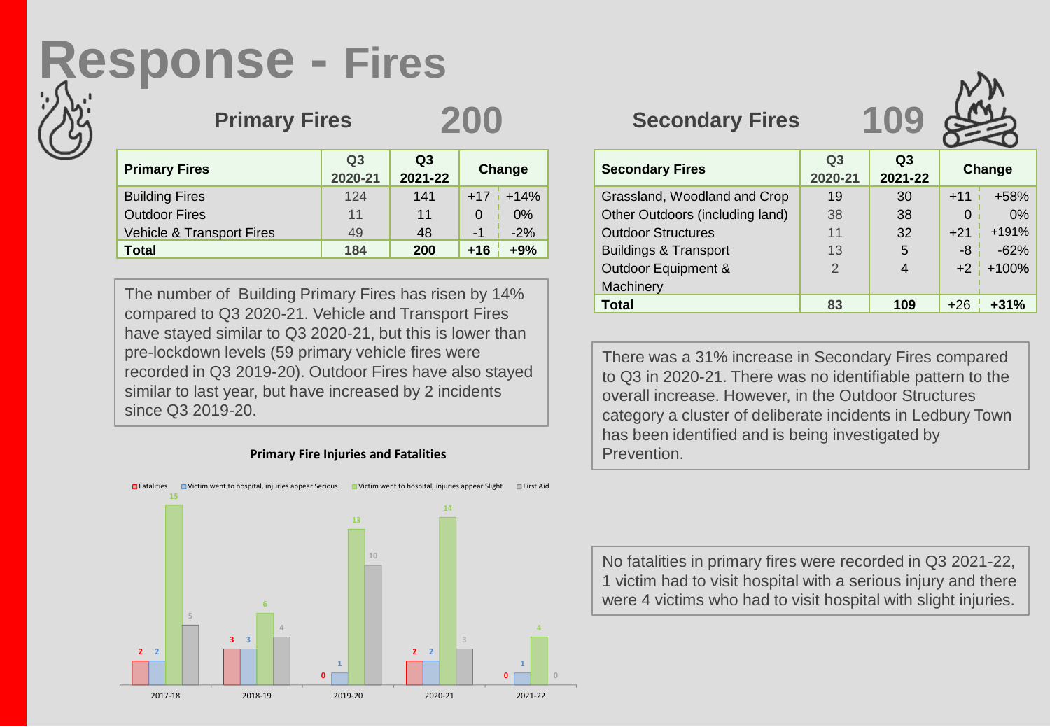# Response - Fires

## Primary Fires 200

| Primary Fires | Q3 2020-21 | Q3 2021-22 | Change | |
|---|---|---|---|---|
| Building Fires | 124 | 141 | +17 | +14% |
| Outdoor Fires | 11 | 11 | 0 | 0% |
| Vehicle & Transport Fires | 49 | 48 | -1 | -2% |
| **Total** | **184** | **200** | **+16** | **+9%** |

The number of Building Primary Fires has risen by 14% compared to Q3 2020-21. Vehicle and Transport Fires have stayed similar to Q3 2020-21, but this is lower than pre-lockdown levels (59 primary vehicle fires were recorded in Q3 2019-20). Outdoor Fires have also stayed similar to last year, but have increased by 2 incidents since Q3 2019-20.

**Primary Fire Injuries and Fatalities**

Fatalities | Victim went to hospital, injuries appear Serious | Victim went to hospital, injuries appear Slight | First Aid

2017-18: 2, 2, 15, 5
2018-19: 3, 3, 6, 4
2019-20: 0, 1, 13, 10
2020-21: 2, 2, 14, 3
2021-22: 0, 1, 4, 0

## Secondary Fires 109

| Secondary Fires | Q3 2020-21 | Q3 2021-22 | Change | |
|---|---|---|---|---|
| Grassland, Woodland and Crop | 19 | 30 | +11 | +58% |
| Other Outdoors (including land) | 38 | 38 | 0 | 0% |
| Outdoor Structures | 11 | 32 | +21 | +191% |
| Buildings & Transport | 13 | 5 | -8 | -62% |
| Outdoor Equipment & Machinery | 2 | 4 | +2 | +100% |
| **Total** | **83** | **109** | +26 | **+31%** |

There was a 31% increase in Secondary Fires compared to Q3 in 2020-21. There was no identifiable pattern to the overall increase. However, in the Outdoor Structures category a cluster of deliberate incidents in Ledbury Town has been identified and is being investigated by Prevention.

No fatalities in primary fires were recorded in Q3 2021-22, 1 victim had to visit hospital with a serious injury and there were 4 victims who had to visit hospital with slight injuries.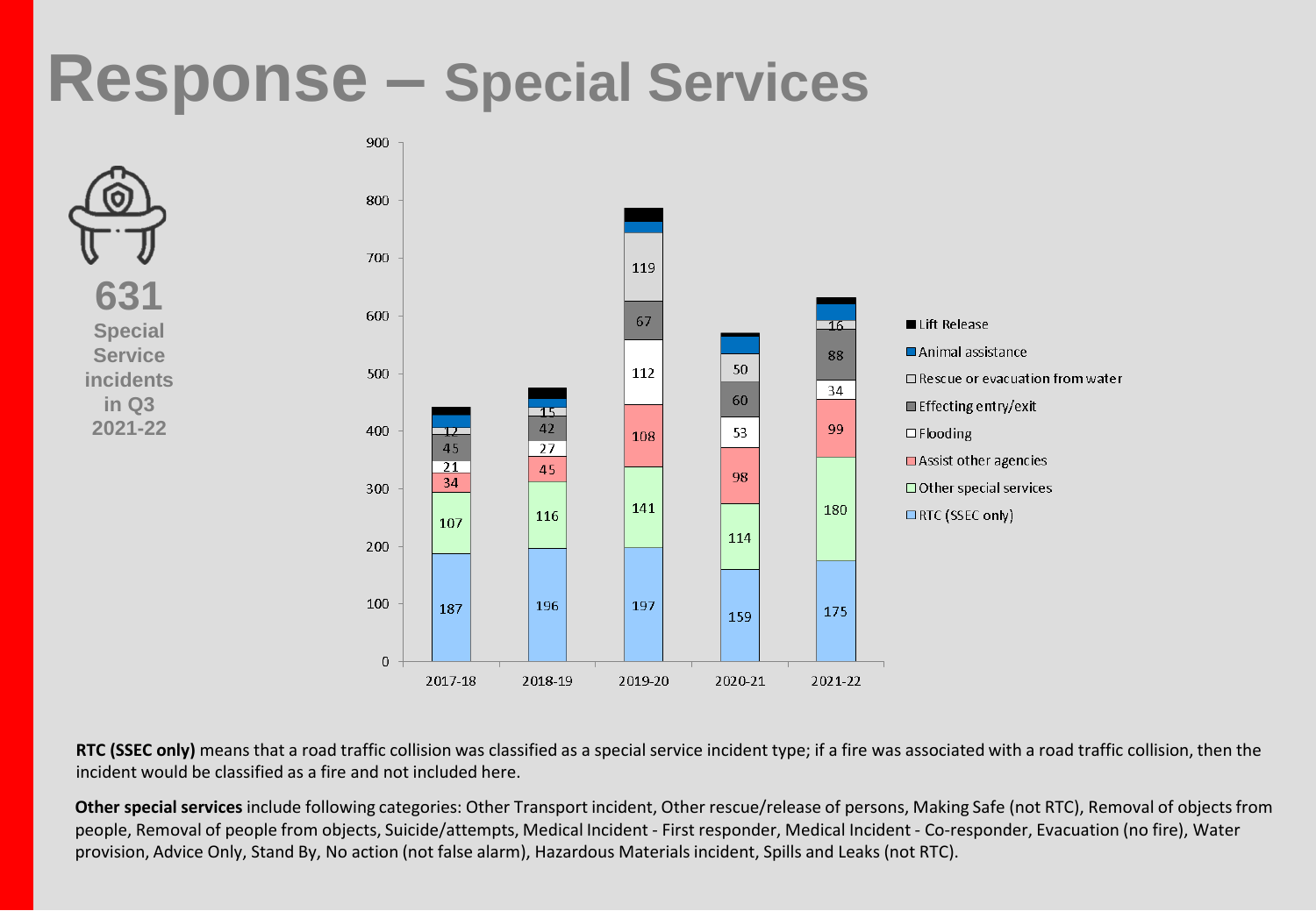# Response – Special Services

**631**
Special Service incidents in Q3 2021-22

900
800
700
600
500
400
300
200
100
0

2017-18: 187, 107, 34, 21, 45, 12
2018-19: 196, 116, 45, 27, 42, 15
2019-20: 197, 141, 108, 112, 67, 119
2020-21: 159, 114, 98, 53, 60, 50
2021-22: 175, 180, 99, 34, 88, 16

Lift Release
Animal assistance
Rescue or evacuation from water
Effecting entry/exit
Flooding
Assist other agencies
Other special services
RTC (SSEC only)

**RTC (SSEC only)** means that a road traffic collision was classified as a special service incident type; if a fire was associated with a road traffic collision, then the incident would be classified as a fire and not included here.

**Other special services** include following categories: Other Transport incident, Other rescue/release of persons, Making Safe (not RTC), Removal of objects from people, Removal of people from objects, Suicide/attempts, Medical Incident - First responder, Medical Incident - Co-responder, Evacuation (no fire), Water provision, Advice Only, Stand By, No action (not false alarm), Hazardous Materials incident, Spills and Leaks (not RTC).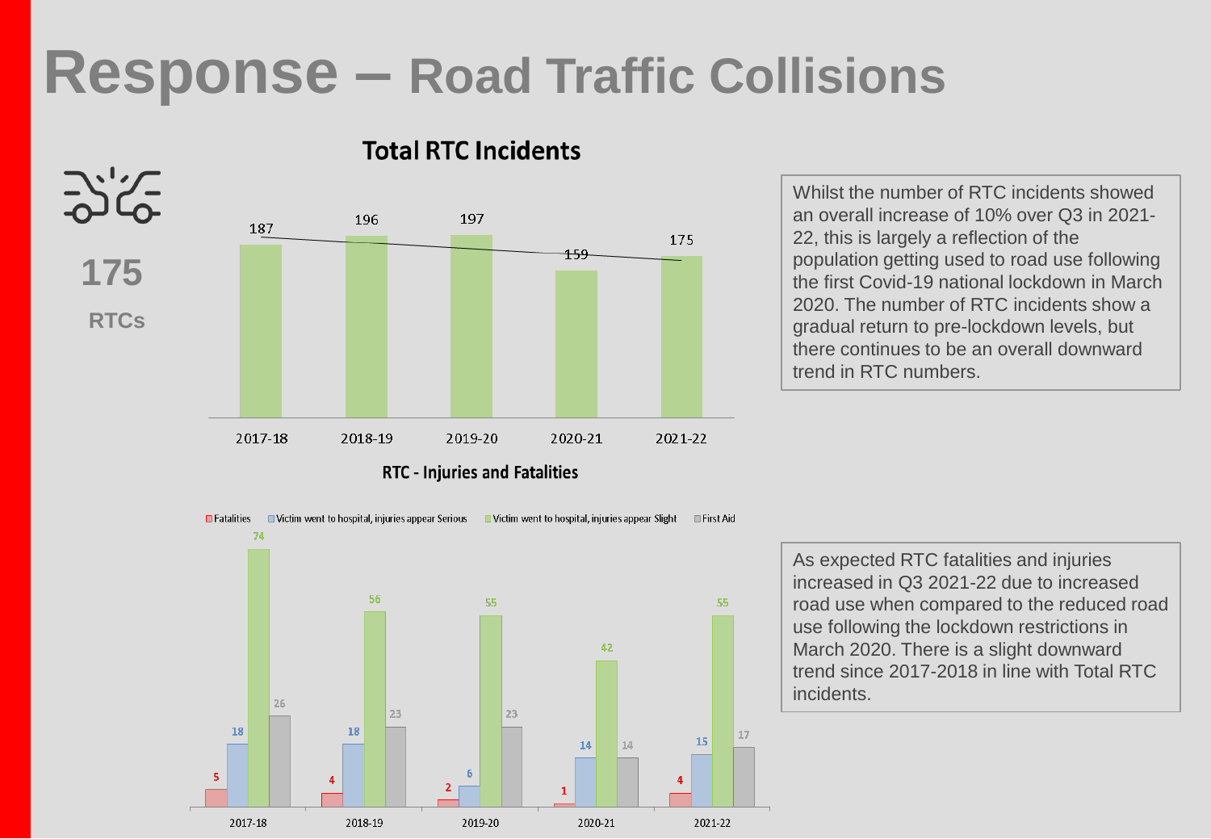# Response – Road Traffic Collisions

175

RTCs

**Total RTC Incidents**

187
196
197
159
175

2017-18
2018-19
2019-20
2020-21
2021-22

Whilst the number of RTC incidents showed an overall increase of 10% over Q3 in 2021-22, this is largely a reflection of the population getting used to road use following the first Covid-19 national lockdown in March 2020. The number of RTC incidents show a gradual return to pre-lockdown levels, but there continues to be an overall downward trend in RTC numbers.

**RTC - Injuries and Fatalities**

Fatalities
Victim went to hospital, injuries appear Serious
Victim went to hospital, injuries appear Slight
First Aid

2017-18: 5, 18, 74, 26
2018-19: 4, 18, 56, 23
2019-20: 2, 6, 55, 23
2020-21: 1, 14, 42, 14
2021-22: 4, 15, 55, 17

As expected RTC fatalities and injuries increased in Q3 2021-22 due to increased road use when compared to the reduced road use following the lockdown restrictions in March 2020. There is a slight downward trend since 2017-2018 in line with Total RTC incidents.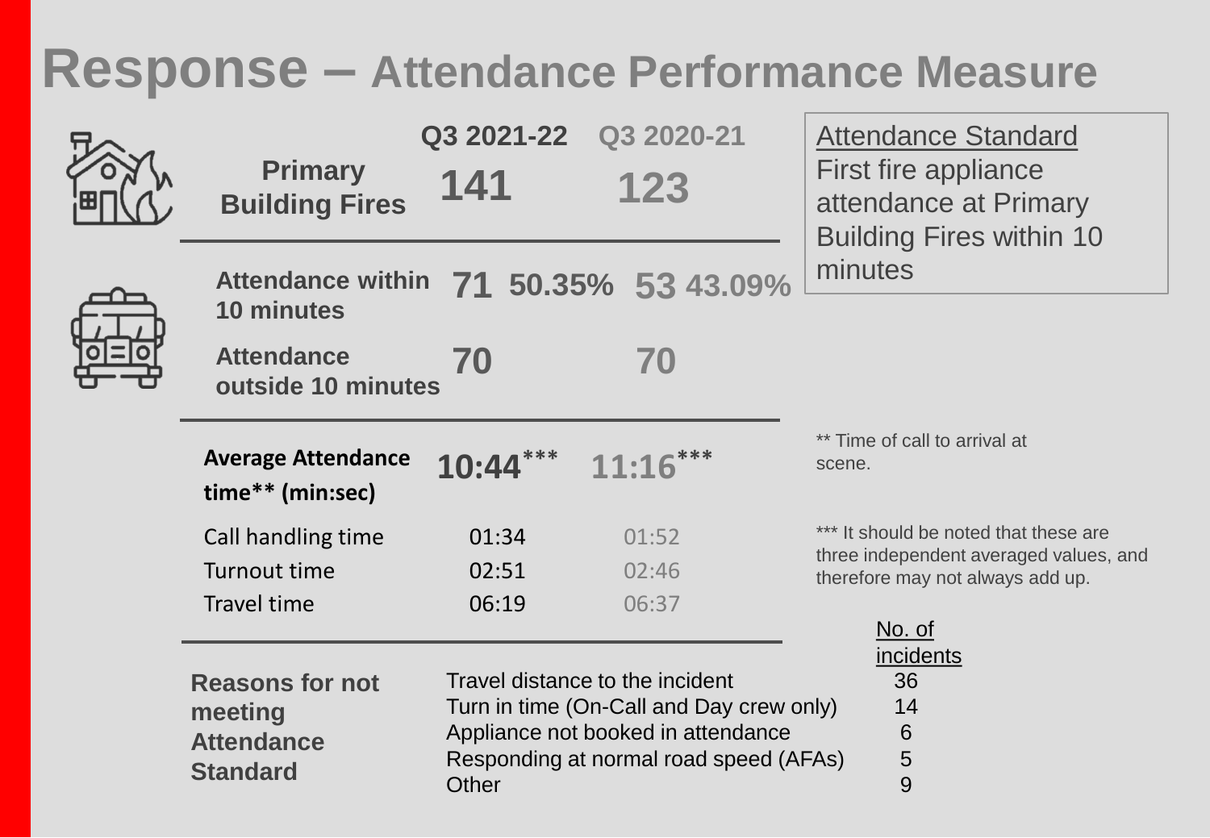# Response – Attendance Performance Measure

| | Q3 2021-22 | | Q3 2020-21 | |
|---|---|---|---|---|
| **Primary Building Fires** | 141 | | 123 | |
| **Attendance within 10 minutes** | 71 | 50.35% | 53 | 43.09% |
| **Attendance outside 10 minutes** | 70 | | 70 | |

| | Q3 2021-22 | Q3 2020-21 |
|---|---|---|
| **Average Attendance time** ** **(min:sec)** | 10:44*** | 11:16*** |
| Call handling time | 01:34 | 01:52 |
| Turnout time | 02:51 | 02:46 |
| Travel time | 06:19 | 06:37 |

**Attendance Standard**
First fire appliance attendance at Primary Building Fires within 10 minutes

** Time of call to arrival at scene.

*** It should be noted that these are three independent averaged values, and therefore may not always add up.

**Reasons for not meeting Attendance Standard**

| Reason | No. of incidents |
|---|---|
| Travel distance to the incident | 36 |
| Turn in time (On-Call and Day crew only) | 14 |
| Appliance not booked in attendance | 6 |
| Responding at normal road speed (AFAs) | 5 |
| Other | 9 |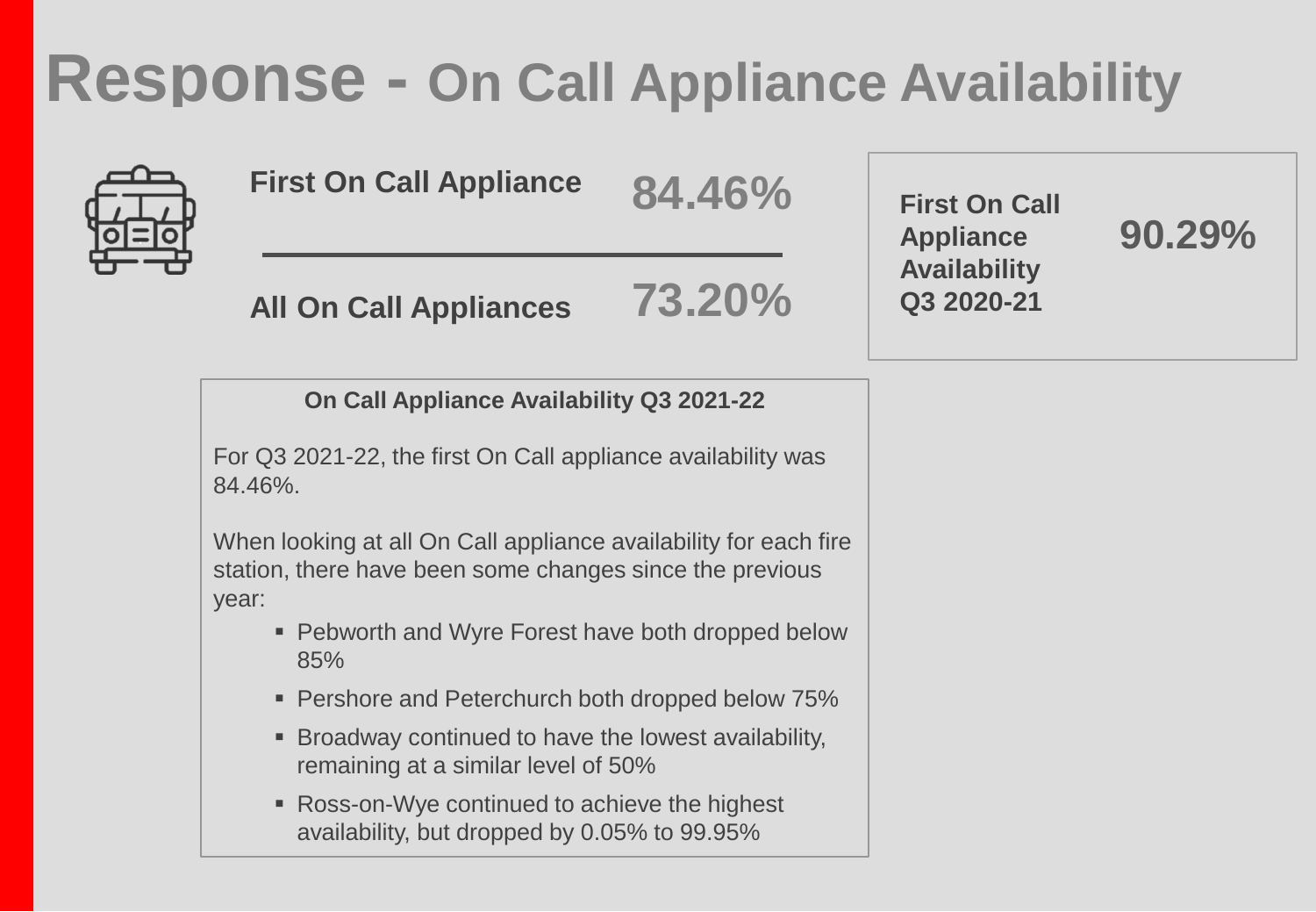# Response - On Call Appliance Availability

**First On Call Appliance** 84.46%

**All On Call Appliances** 73.20%

**First On Call Appliance Availability Q3 2020-21** 90.29%

**On Call Appliance Availability Q3 2021-22**

For Q3 2021-22, the first On Call appliance availability was 84.46%.

When looking at all On Call appliance availability for each fire station, there have been some changes since the previous year:

- Pebworth and Wyre Forest have both dropped below 85%
- Pershore and Peterchurch both dropped below 75%
- Broadway continued to have the lowest availability, remaining at a similar level of 50%
- Ross-on-Wye continued to achieve the highest availability, but dropped by 0.05% to 99.95%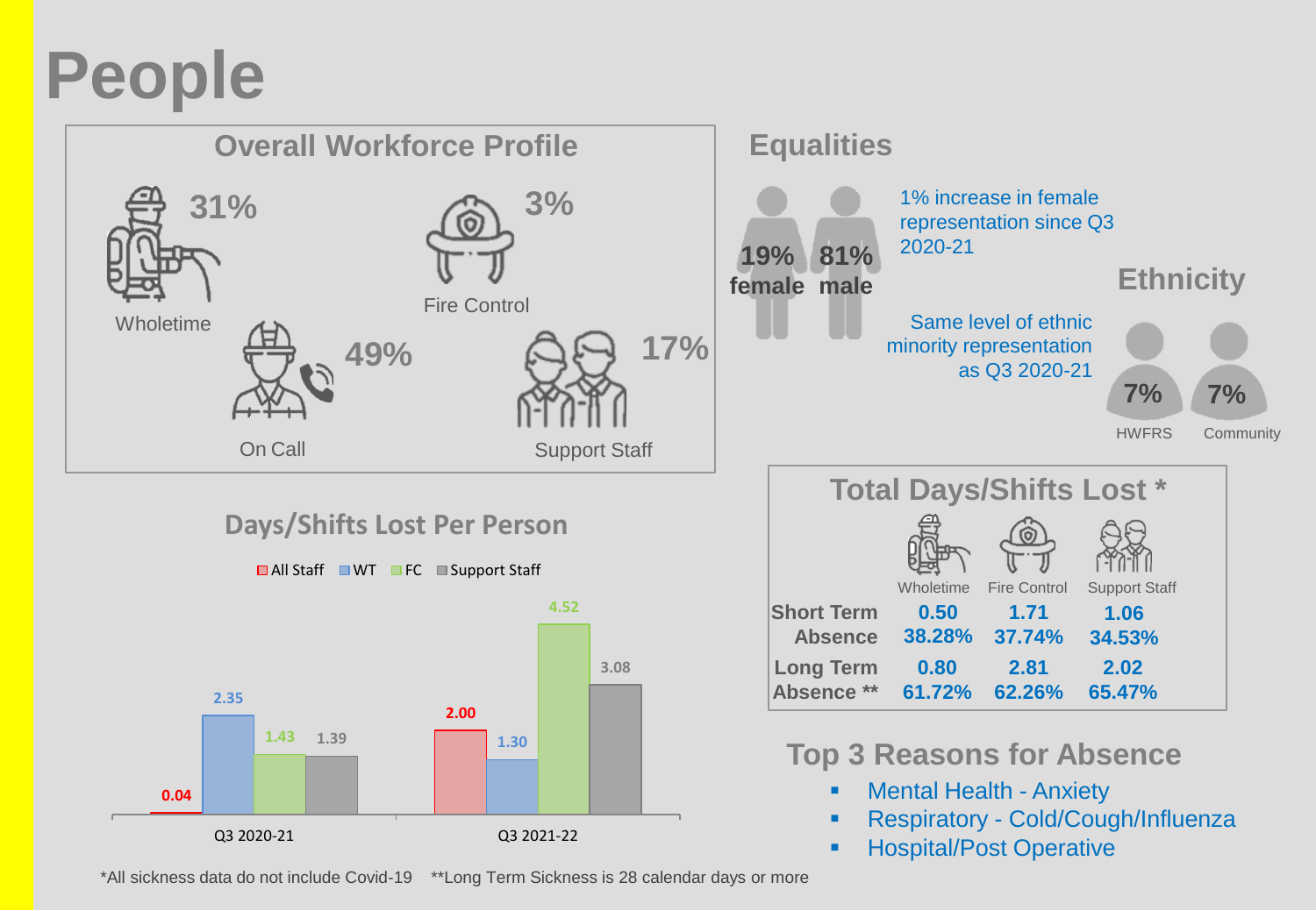# People

## Overall Workforce Profile

31%
Wholetime

3%
Fire Control

49%
On Call

17%
Support Staff

## Equalities

19% female
81% male

1% increase in female representation since Q3 2020-21

### Ethnicity

Same level of ethnic minority representation as Q3 2020-21

7% HWFRS
7% Community

## Days/Shifts Lost Per Person

All Staff, WT, FC, Support Staff

Q3 2020-21: 0.04, 2.35, 1.43, 1.39

Q3 2021-22: 2.00, 1.30, 4.52, 3.08

## Total Days/Shifts Lost *

| | Wholetime | Fire Control | Support Staff |
|---|---|---|---|
| Short Term Absence | 0.50<br>38.28% | 1.71<br>37.74% | 1.06<br>34.53% |
| Long Term Absence ** | 0.80<br>61.72% | 2.81<br>62.26% | 2.02<br>65.47% |

## Top 3 Reasons for Absence

- Mental Health - Anxiety
- Respiratory - Cold/Cough/Influenza
- Hospital/Post Operative

*All sickness data do not include Covid-19 **Long Term Sickness is 28 calendar days or more